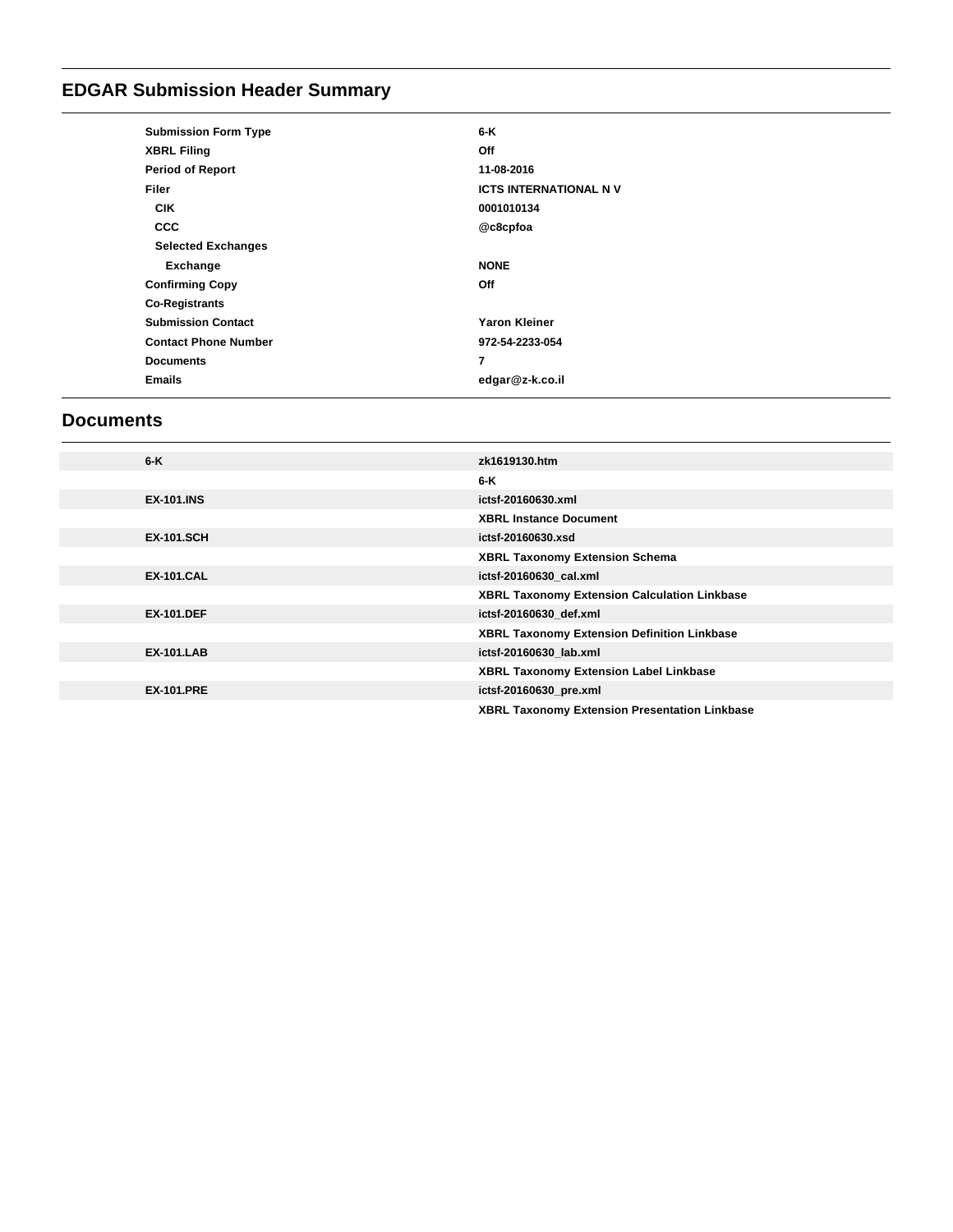# EDGAR Submission Header Summary

| | |
|---|---|
| **Submission Form Type** | **6-K** |
| **XBRL Filing** | **Off** |
| **Period of Report** | **11-08-2016** |
| **Filer** | **ICTS INTERNATIONAL N V** |
| **CIK** | **0001010134** |
| **CCC** | **@c8cpfoa** |
| **Selected Exchanges** | |
| **Exchange** | **NONE** |
| **Confirming Copy** | **Off** |
| **Co-Registrants** | |
| **Submission Contact** | **Yaron Kleiner** |
| **Contact Phone Number** | **972-54-2233-054** |
| **Documents** | **7** |
| **Emails** | **edgar@z-k.co.il** |

## Documents

| | |
|---|---|
| **6-K** | **zk1619130.htm** |
| | **6-K** |
| **EX-101.INS** | **ictsf-20160630.xml** |
| | **XBRL Instance Document** |
| **EX-101.SCH** | **ictsf-20160630.xsd** |
| | **XBRL Taxonomy Extension Schema** |
| **EX-101.CAL** | **ictsf-20160630_cal.xml** |
| | **XBRL Taxonomy Extension Calculation Linkbase** |
| **EX-101.DEF** | **ictsf-20160630_def.xml** |
| | **XBRL Taxonomy Extension Definition Linkbase** |
| **EX-101.LAB** | **ictsf-20160630_lab.xml** |
| | **XBRL Taxonomy Extension Label Linkbase** |
| **EX-101.PRE** | **ictsf-20160630_pre.xml** |
| | **XBRL Taxonomy Extension Presentation Linkbase** |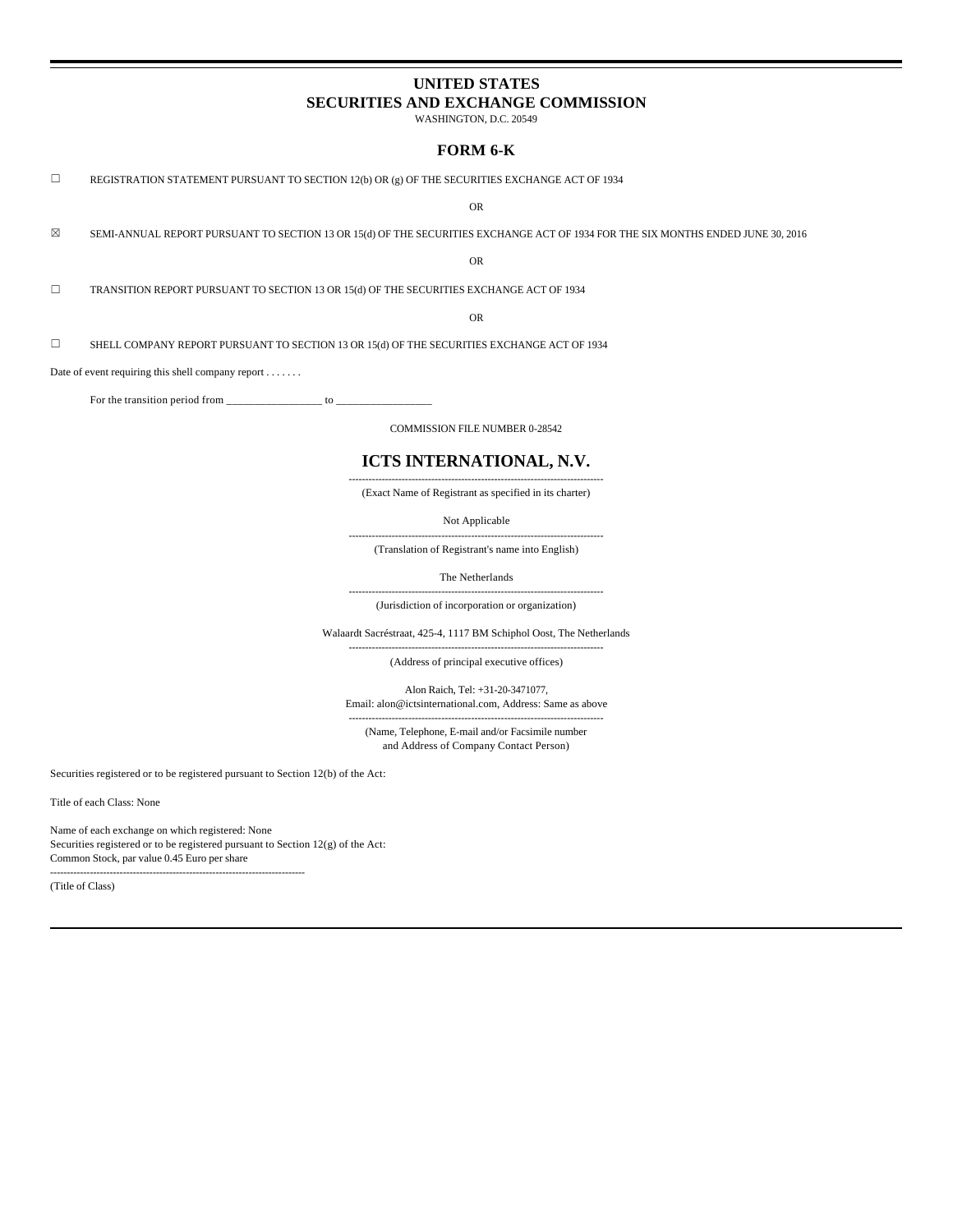# UNITED STATES
# SECURITIES AND EXCHANGE COMMISSION

WASHINGTON, D.C. 20549

## FORM 6-K

☐ REGISTRATION STATEMENT PURSUANT TO SECTION 12(b) OR (g) OF THE SECURITIES EXCHANGE ACT OF 1934

OR

☒ SEMI-ANNUAL REPORT PURSUANT TO SECTION 13 OR 15(d) OF THE SECURITIES EXCHANGE ACT OF 1934 FOR THE SIX MONTHS ENDED JUNE 30, 2016

OR

☐ TRANSITION REPORT PURSUANT TO SECTION 13 OR 15(d) OF THE SECURITIES EXCHANGE ACT OF 1934

OR

☐ SHELL COMPANY REPORT PURSUANT TO SECTION 13 OR 15(d) OF THE SECURITIES EXCHANGE ACT OF 1934

Date of event requiring this shell company report . . . . . . .

For the transition period from _________________ to _________________

COMMISSION FILE NUMBER 0-28542

## ICTS INTERNATIONAL, N.V.

(Exact Name of Registrant as specified in its charter)

Not Applicable

(Translation of Registrant's name into English)

The Netherlands

(Jurisdiction of incorporation or organization)

Walaardt Sacréstraat, 425-4, 1117 BM Schiphol Oost, The Netherlands

(Address of principal executive offices)

Alon Raich, Tel: +31-20-3471077,
Email: alon@ictsinternational.com, Address: Same as above

(Name, Telephone, E-mail and/or Facsimile number and Address of Company Contact Person)

Securities registered or to be registered pursuant to Section 12(b) of the Act:

Title of each Class: None

Name of each exchange on which registered: None
Securities registered or to be registered pursuant to Section 12(g) of the Act:
Common Stock, par value 0.45 Euro per share

(Title of Class)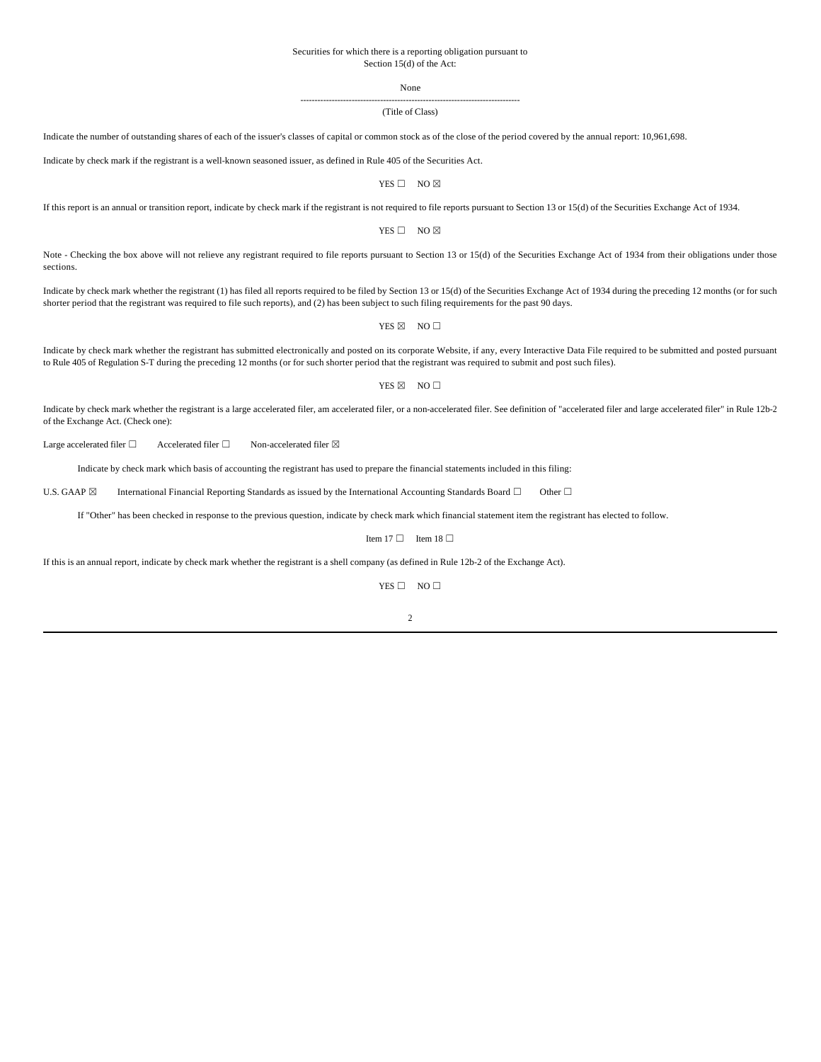Securities for which there is a reporting obligation pursuant to
Section 15(d) of the Act:

None

---

(Title of Class)

Indicate the number of outstanding shares of each of the issuer's classes of capital or common stock as of the close of the period covered by the annual report: 10,961,698.

Indicate by check mark if the registrant is a well-known seasoned issuer, as defined in Rule 405 of the Securities Act.

YES ☐ NO ☒

If this report is an annual or transition report, indicate by check mark if the registrant is not required to file reports pursuant to Section 13 or 15(d) of the Securities Exchange Act of 1934.

YES ☐ NO ☒

Note - Checking the box above will not relieve any registrant required to file reports pursuant to Section 13 or 15(d) of the Securities Exchange Act of 1934 from their obligations under those sections.

Indicate by check mark whether the registrant (1) has filed all reports required to be filed by Section 13 or 15(d) of the Securities Exchange Act of 1934 during the preceding 12 months (or for such shorter period that the registrant was required to file such reports), and (2) has been subject to such filing requirements for the past 90 days.

YES ☒ NO ☐

Indicate by check mark whether the registrant has submitted electronically and posted on its corporate Website, if any, every Interactive Data File required to be submitted and posted pursuant to Rule 405 of Regulation S-T during the preceding 12 months (or for such shorter period that the registrant was required to submit and post such files).

YES ☒ NO ☐

Indicate by check mark whether the registrant is a large accelerated filer, am accelerated filer, or a non-accelerated filer. See definition of "accelerated filer and large accelerated filer" in Rule 12b-2 of the Exchange Act. (Check one):

Large accelerated filer ☐ Accelerated filer ☐ Non-accelerated filer ☒

Indicate by check mark which basis of accounting the registrant has used to prepare the financial statements included in this filing:

U.S. GAAP ☒ International Financial Reporting Standards as issued by the International Accounting Standards Board ☐ Other ☐

If "Other" has been checked in response to the previous question, indicate by check mark which financial statement item the registrant has elected to follow.

Item 17 ☐ Item 18 ☐

If this is an annual report, indicate by check mark whether the registrant is a shell company (as defined in Rule 12b-2 of the Exchange Act).

YES ☐ NO ☐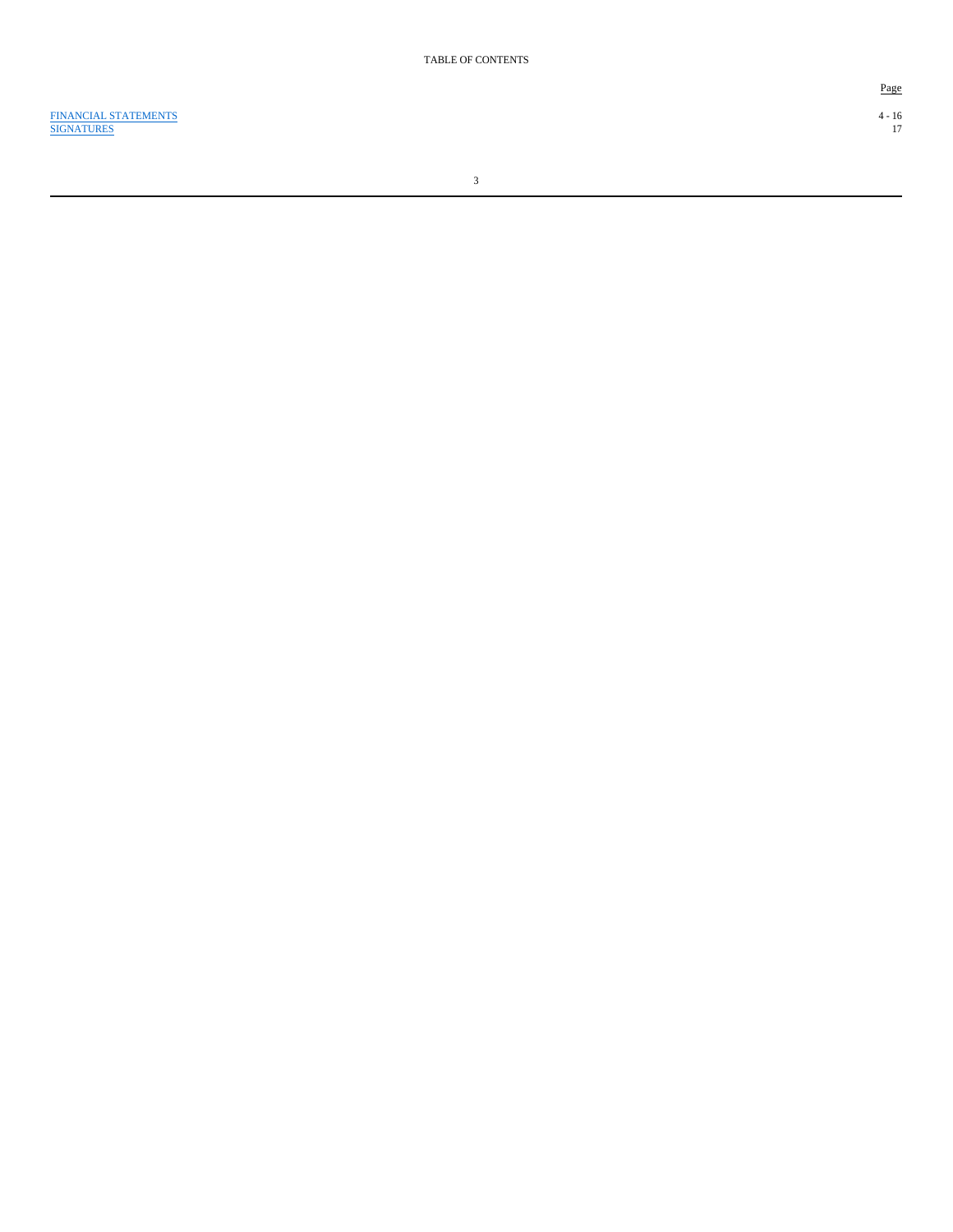TABLE OF CONTENTS

| | Page |
|---|---|
| FINANCIAL STATEMENTS | 4 - 16 |
| SIGNATURES | 17 |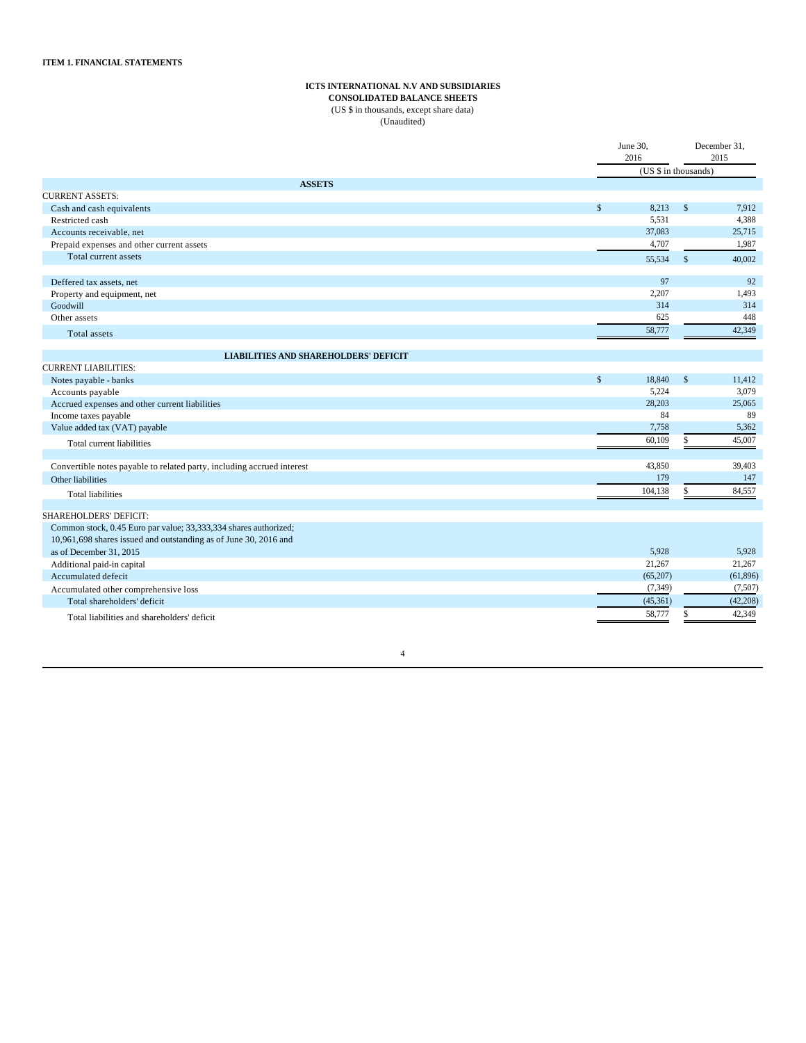**ITEM 1. FINANCIAL STATEMENTS**

**ICTS INTERNATIONAL N.V AND SUBSIDIARIES**
**CONSOLIDATED BALANCE SHEETS**
(US $ in thousands, except share data)
(Unaudited)

| | June 30, 2016 | December 31, 2015 |
|---|---|---|
| | (US $ in thousands) | |
| **ASSETS** | | |
| CURRENT ASSETS: | | |
| Cash and cash equivalents | $ 8,213 | $ 7,912 |
| Restricted cash | 5,531 | 4,388 |
| Accounts receivable, net | 37,083 | 25,715 |
| Prepaid expenses and other current assets | 4,707 | 1,987 |
| Total current assets | 55,534 | $ 40,002 |
| | | |
| Deffered tax assets, net | 97 | 92 |
| Property and equipment, net | 2,207 | 1,493 |
| Goodwill | 314 | 314 |
| Other assets | 625 | 448 |
| Total assets | 58,777 | 42,349 |
| | | |
| **LIABILITIES AND SHAREHOLDERS' DEFICIT** | | |
| CURRENT LIABILITIES: | | |
| Notes payable - banks | $ 18,840 | $ 11,412 |
| Accounts payable | 5,224 | 3,079 |
| Accrued expenses and other current liabilities | 28,203 | 25,065 |
| Income taxes payable | 84 | 89 |
| Value added tax (VAT) payable | 7,758 | 5,362 |
| Total current liabilities | 60,109 | $ 45,007 |
| | | |
| Convertible notes payable to related party, including accrued interest | 43,850 | 39,403 |
| Other liabilities | 179 | 147 |
| Total liabilities | 104,138 | $ 84,557 |
| | | |
| SHAREHOLDERS' DEFICIT: | | |
| Common stock, 0.45 Euro par value; 33,333,334 shares authorized; 10,961,698 shares issued and outstanding as of June 30, 2016 and as of December 31, 2015 | 5,928 | 5,928 |
| Additional paid-in capital | 21,267 | 21,267 |
| Accumulated defecit | (65,207) | (61,896) |
| Accumulated other comprehensive loss | (7,349) | (7,507) |
| Total shareholders' deficit | (45,361) | (42,208) |
| Total liabilities and shareholders' deficit | 58,777 | $ 42,349 |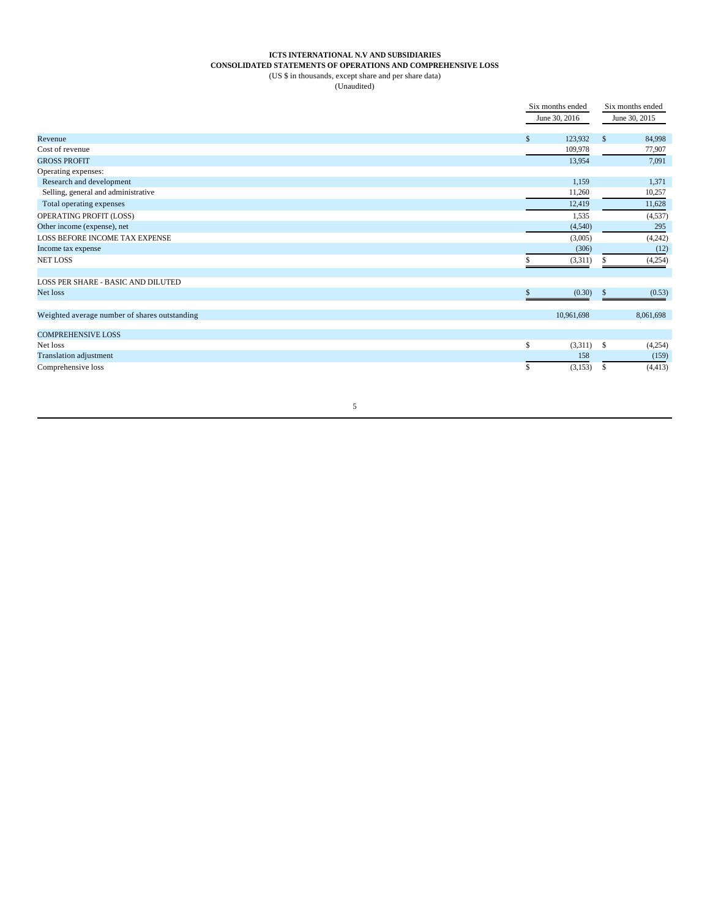**ICTS INTERNATIONAL N.V AND SUBSIDIARIES**
**CONSOLIDATED STATEMENTS OF OPERATIONS AND COMPREHENSIVE LOSS**
(US $ in thousands, except share and per share data)
(Unaudited)

| | Six months ended June 30, 2016 | Six months ended June 30, 2015 |
|---|---|---|
| Revenue | $ 123,932 | $ 84,998 |
| Cost of revenue | 109,978 | 77,907 |
| GROSS PROFIT | 13,954 | 7,091 |
| Operating expenses: | | |
| Research and development | 1,159 | 1,371 |
| Selling, general and administrative | 11,260 | 10,257 |
| Total operating expenses | 12,419 | 11,628 |
| OPERATING PROFIT (LOSS) | 1,535 | (4,537) |
| Other income (expense), net | (4,540) | 295 |
| LOSS BEFORE INCOME TAX EXPENSE | (3,005) | (4,242) |
| Income tax expense | (306) | (12) |
| NET LOSS | $ (3,311) | $ (4,254) |
| | | |
| LOSS PER SHARE - BASIC AND DILUTED | | |
| Net loss | $ (0.30) | $ (0.53) |
| | | |
| Weighted average number of shares outstanding | 10,961,698 | 8,061,698 |
| | | |
| COMPREHENSIVE LOSS | | |
| Net loss | $ (3,311) | $ (4,254) |
| Translation adjustment | 158 | (159) |
| Comprehensive loss | $ (3,153) | $ (4,413) |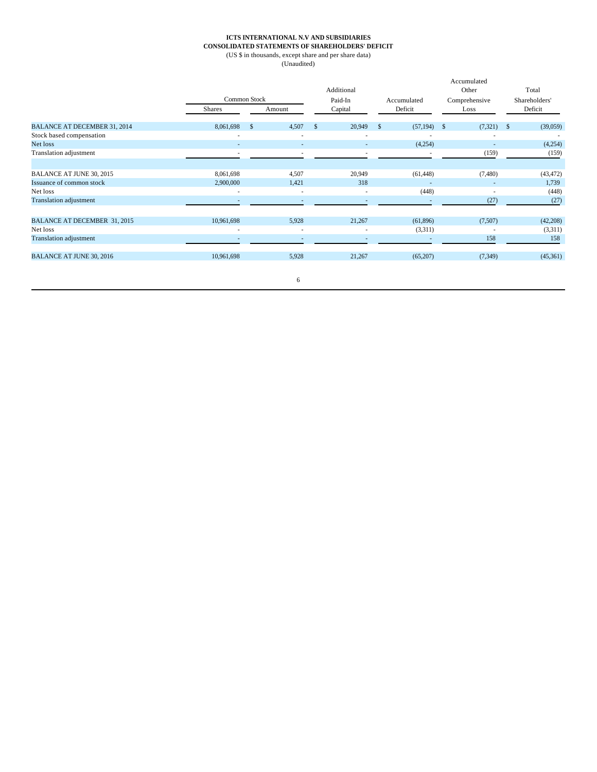**ICTS INTERNATIONAL N.V AND SUBSIDIARIES**
**CONSOLIDATED STATEMENTS OF SHAREHOLDERS' DEFICIT**
(US $ in thousands, except share and per share data)
(Unaudited)

| | Common Stock | | Additional Paid-In | Accumulated | Accumulated Other Comprehensive | Total Shareholders' |
|---|---|---|---|---|---|---|
| | Shares | Amount | Capital | Deficit | Loss | Deficit |
| BALANCE AT DECEMBER 31, 2014 | 8,061,698 | $ 4,507 | $ 20,949 | $ (57,194) | $ (7,321) | $ (39,059) |
| Stock based compensation | - | - | - | - | - | - |
| Net loss | - | - | - | (4,254) | - | (4,254) |
| Translation adjustment | - | - | - | - | (159) | (159) |
| BALANCE AT JUNE 30, 2015 | 8,061,698 | 4,507 | 20,949 | (61,448) | (7,480) | (43,472) |
| Issuance of common stock | 2,900,000 | 1,421 | 318 | - | - | 1,739 |
| Net loss | - | - | - | (448) | - | (448) |
| Translation adjustment | - | - | - | - | (27) | (27) |
| BALANCE AT DECEMBER 31, 2015 | 10,961,698 | 5,928 | 21,267 | (61,896) | (7,507) | (42,208) |
| Net loss | - | - | - | (3,311) | - | (3,311) |
| Translation adjustment | - | - | - | - | 158 | 158 |
| BALANCE AT JUNE 30, 2016 | 10,961,698 | 5,928 | 21,267 | (65,207) | (7,349) | (45,361) |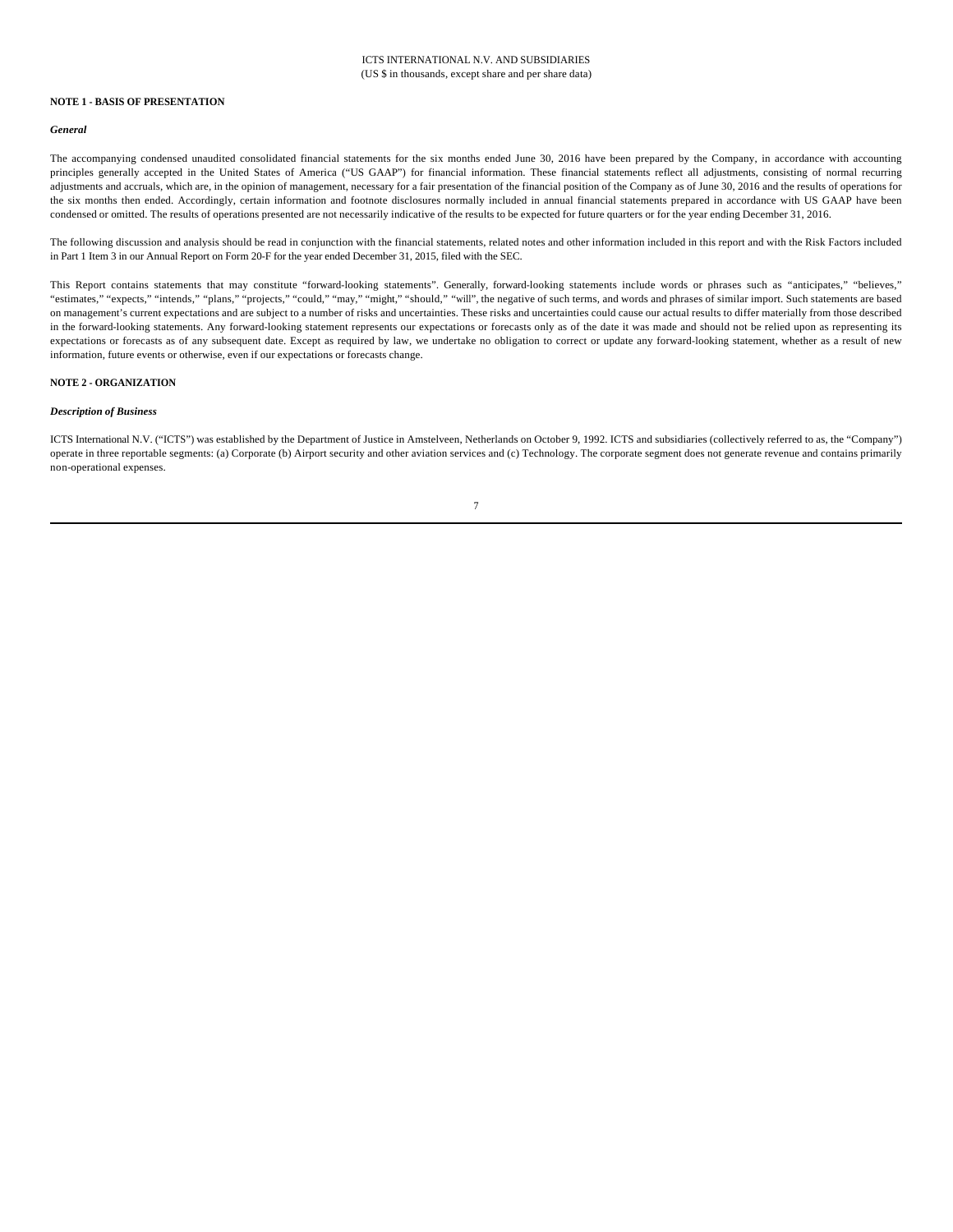ICTS INTERNATIONAL N.V. AND SUBSIDIARIES
(US $ in thousands, except share and per share data)

**NOTE 1 - BASIS OF PRESENTATION**

***General***

The accompanying condensed unaudited consolidated financial statements for the six months ended June 30, 2016 have been prepared by the Company, in accordance with accounting principles generally accepted in the United States of America ("US GAAP") for financial information. These financial statements reflect all adjustments, consisting of normal recurring adjustments and accruals, which are, in the opinion of management, necessary for a fair presentation of the financial position of the Company as of June 30, 2016 and the results of operations for the six months then ended. Accordingly, certain information and footnote disclosures normally included in annual financial statements prepared in accordance with US GAAP have been condensed or omitted. The results of operations presented are not necessarily indicative of the results to be expected for future quarters or for the year ending December 31, 2016.

The following discussion and analysis should be read in conjunction with the financial statements, related notes and other information included in this report and with the Risk Factors included in Part 1 Item 3 in our Annual Report on Form 20-F for the year ended December 31, 2015, filed with the SEC.

This Report contains statements that may constitute "forward-looking statements". Generally, forward-looking statements include words or phrases such as "anticipates," "believes," "estimates," "expects," "intends," "plans," "projects," "could," "may," "might," "should," "will", the negative of such terms, and words and phrases of similar import. Such statements are based on management's current expectations and are subject to a number of risks and uncertainties. These risks and uncertainties could cause our actual results to differ materially from those described in the forward-looking statements. Any forward-looking statement represents our expectations or forecasts only as of the date it was made and should not be relied upon as representing its expectations or forecasts as of any subsequent date. Except as required by law, we undertake no obligation to correct or update any forward-looking statement, whether as a result of new information, future events or otherwise, even if our expectations or forecasts change.

**NOTE 2 - ORGANIZATION**

***Description of Business***

ICTS International N.V. ("ICTS") was established by the Department of Justice in Amstelveen, Netherlands on October 9, 1992. ICTS and subsidiaries (collectively referred to as, the "Company") operate in three reportable segments: (a) Corporate (b) Airport security and other aviation services and (c) Technology. The corporate segment does not generate revenue and contains primarily non-operational expenses.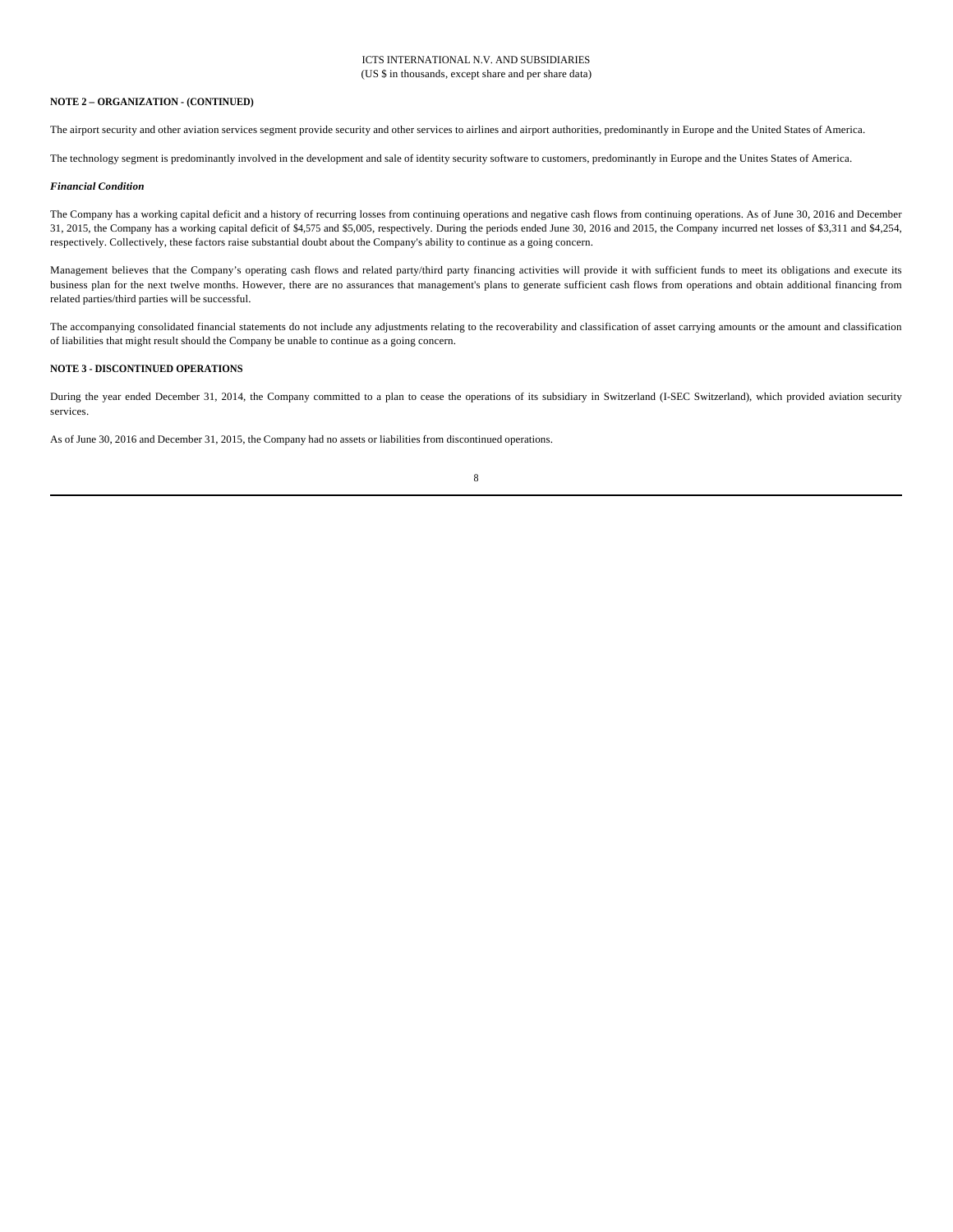**NOTE 2 – ORGANIZATION - (CONTINUED)**

The airport security and other aviation services segment provide security and other services to airlines and airport authorities, predominantly in Europe and the United States of America.

The technology segment is predominantly involved in the development and sale of identity security software to customers, predominantly in Europe and the Unites States of America.

***Financial Condition***

The Company has a working capital deficit and a history of recurring losses from continuing operations and negative cash flows from continuing operations. As of June 30, 2016 and December 31, 2015, the Company has a working capital deficit of $4,575 and $5,005, respectively. During the periods ended June 30, 2016 and 2015, the Company incurred net losses of $3,311 and $4,254, respectively. Collectively, these factors raise substantial doubt about the Company's ability to continue as a going concern.

Management believes that the Company's operating cash flows and related party/third party financing activities will provide it with sufficient funds to meet its obligations and execute its business plan for the next twelve months. However, there are no assurances that management's plans to generate sufficient cash flows from operations and obtain additional financing from related parties/third parties will be successful.

The accompanying consolidated financial statements do not include any adjustments relating to the recoverability and classification of asset carrying amounts or the amount and classification of liabilities that might result should the Company be unable to continue as a going concern.

**NOTE 3 - DISCONTINUED OPERATIONS**

During the year ended December 31, 2014, the Company committed to a plan to cease the operations of its subsidiary in Switzerland (I-SEC Switzerland), which provided aviation security services.

As of June 30, 2016 and December 31, 2015, the Company had no assets or liabilities from discontinued operations.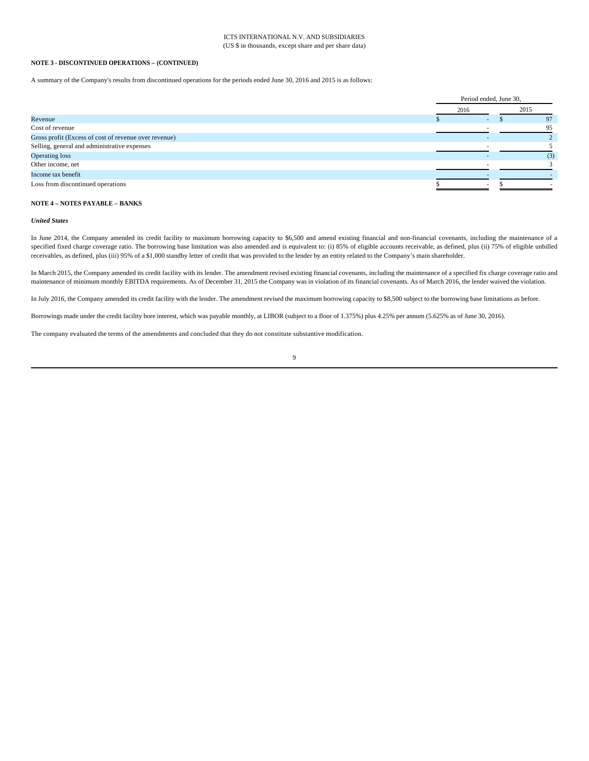ICTS INTERNATIONAL N.V. AND SUBSIDIARIES
(US $ in thousands, except share and per share data)

**NOTE 3 - DISCONTINUED OPERATIONS – (CONTINUED)**

A summary of the Company's results from discontinued operations for the periods ended June 30, 2016 and 2015 is as follows:

| | Period ended, June 30, | |
|---|---|---|
| | 2016 | 2015 |
| Revenue | $ - | $ 97 |
| Cost of revenue | - | 95 |
| Gross profit (Excess of cost of revenue over revenue) | - | 2 |
| Selling, general and administrative expenses | - | 5 |
| Operating loss | - | (3) |
| Other income, net | - | 3 |
| Income tax benefit | - | - |
| Loss from discontinued operations | $ - | $ - |

**NOTE 4 – NOTES PAYABLE – BANKS**

***United States***

In June 2014, the Company amended its credit facility to maximum borrowing capacity to $6,500 and amend existing financial and non-financial covenants, including the maintenance of a specified fixed charge coverage ratio. The borrowing base limitation was also amended and is equivalent to: (i) 85% of eligible accounts receivable, as defined, plus (ii) 75% of eligible unbilled receivables, as defined, plus (iii) 95% of a $1,000 standby letter of credit that was provided to the lender by an entity related to the Company's main shareholder.

In March 2015, the Company amended its credit facility with its lender. The amendment revised existing financial covenants, including the maintenance of a specified fix charge coverage ratio and maintenance of minimum monthly EBITDA requirements. As of December 31, 2015 the Company was in violation of its financial covenants. As of March 2016, the lender waived the violation.

In July 2016, the Company amended its credit facility with the lender. The amendment revised the maximum borrowing capacity to $8,500 subject to the borrowing base limitations as before.

Borrowings made under the credit facility bore interest, which was payable monthly, at LIBOR (subject to a floor of 1.375%) plus 4.25% per annum (5.625% as of June 30, 2016).

The company evaluated the terms of the amendments and concluded that they do not constitute substantive modification.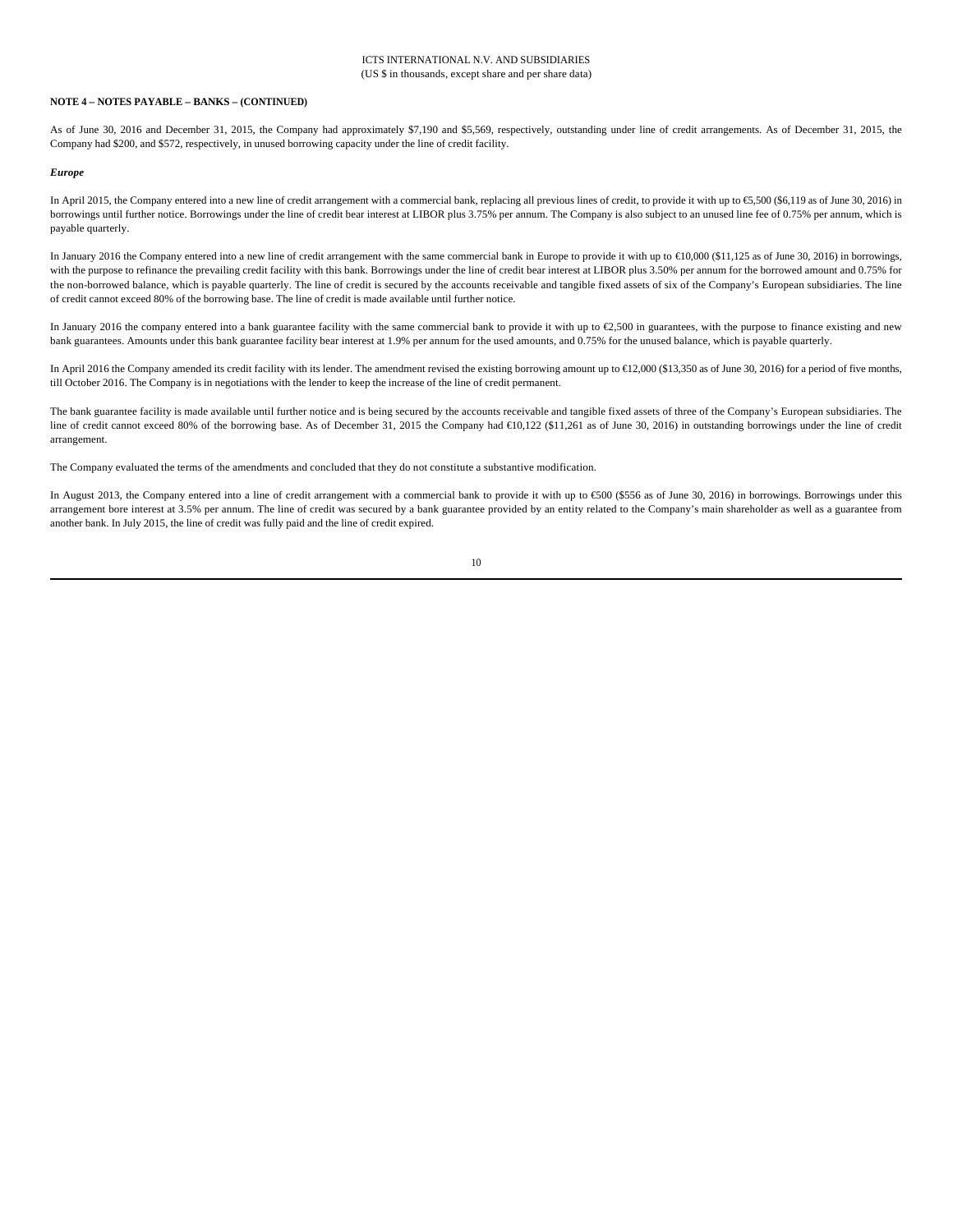**NOTE 4 – NOTES PAYABLE – BANKS – (CONTINUED)**

As of June 30, 2016 and December 31, 2015, the Company had approximately $7,190 and $5,569, respectively, outstanding under line of credit arrangements. As of December 31, 2015, the Company had $200, and $572, respectively, in unused borrowing capacity under the line of credit facility.

***Europe***

In April 2015, the Company entered into a new line of credit arrangement with a commercial bank, replacing all previous lines of credit, to provide it with up to €5,500 ($6,119 as of June 30, 2016) in borrowings until further notice. Borrowings under the line of credit bear interest at LIBOR plus 3.75% per annum. The Company is also subject to an unused line fee of 0.75% per annum, which is payable quarterly.

In January 2016 the Company entered into a new line of credit arrangement with the same commercial bank in Europe to provide it with up to €10,000 ($11,125 as of June 30, 2016) in borrowings, with the purpose to refinance the prevailing credit facility with this bank. Borrowings under the line of credit bear interest at LIBOR plus 3.50% per annum for the borrowed amount and 0.75% for the non-borrowed balance, which is payable quarterly. The line of credit is secured by the accounts receivable and tangible fixed assets of six of the Company's European subsidiaries. The line of credit cannot exceed 80% of the borrowing base. The line of credit is made available until further notice.

In January 2016 the company entered into a bank guarantee facility with the same commercial bank to provide it with up to €2,500 in guarantees, with the purpose to finance existing and new bank guarantees. Amounts under this bank guarantee facility bear interest at 1.9% per annum for the used amounts, and 0.75% for the unused balance, which is payable quarterly.

In April 2016 the Company amended its credit facility with its lender. The amendment revised the existing borrowing amount up to €12,000 ($13,350 as of June 30, 2016) for a period of five months, till October 2016. The Company is in negotiations with the lender to keep the increase of the line of credit permanent.

The bank guarantee facility is made available until further notice and is being secured by the accounts receivable and tangible fixed assets of three of the Company's European subsidiaries. The line of credit cannot exceed 80% of the borrowing base. As of December 31, 2015 the Company had €10,122 ($11,261 as of June 30, 2016) in outstanding borrowings under the line of credit arrangement.

The Company evaluated the terms of the amendments and concluded that they do not constitute a substantive modification.

In August 2013, the Company entered into a line of credit arrangement with a commercial bank to provide it with up to €500 ($556 as of June 30, 2016) in borrowings. Borrowings under this arrangement bore interest at 3.5% per annum. The line of credit was secured by a bank guarantee provided by an entity related to the Company's main shareholder as well as a guarantee from another bank. In July 2015, the line of credit was fully paid and the line of credit expired.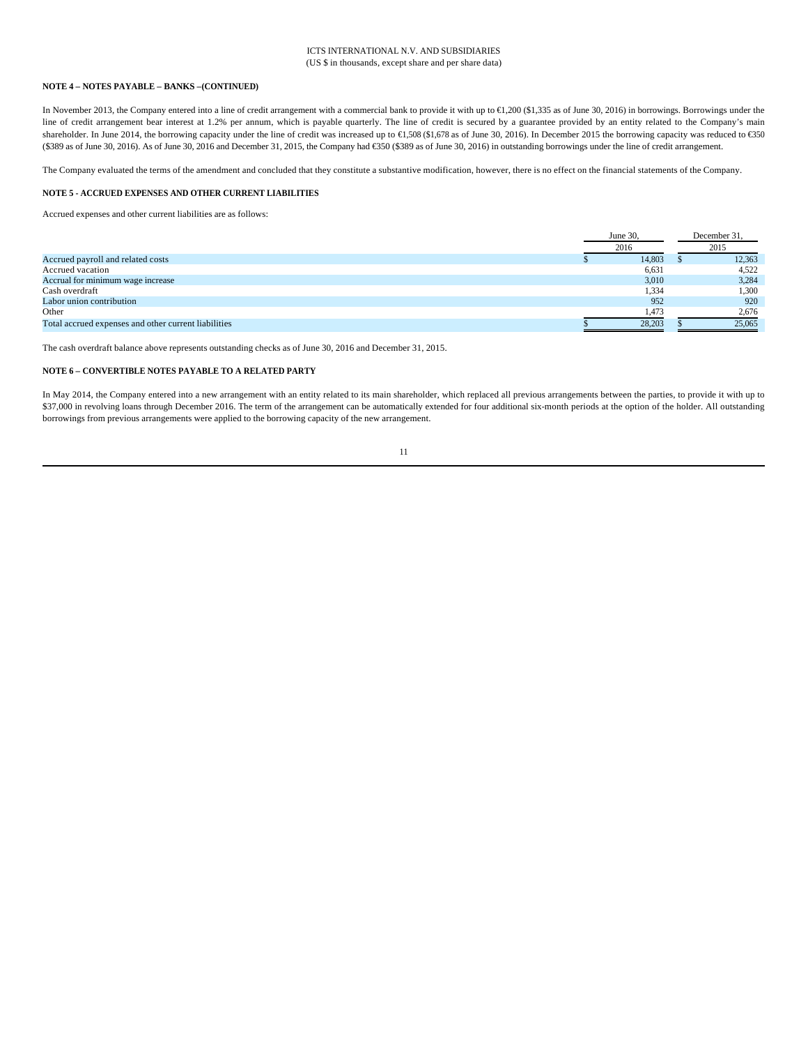ICTS INTERNATIONAL N.V. AND SUBSIDIARIES
(US $ in thousands, except share and per share data)

**NOTE 4 – NOTES PAYABLE – BANKS –(CONTINUED)**

In November 2013, the Company entered into a line of credit arrangement with a commercial bank to provide it with up to €1,200 ($1,335 as of June 30, 2016) in borrowings. Borrowings under the line of credit arrangement bear interest at 1.2% per annum, which is payable quarterly. The line of credit is secured by a guarantee provided by an entity related to the Company's main shareholder. In June 2014, the borrowing capacity under the line of credit was increased up to €1,508 ($1,678 as of June 30, 2016). In December 2015 the borrowing capacity was reduced to €350 ($389 as of June 30, 2016). As of June 30, 2016 and December 31, 2015, the Company had €350 ($389 as of June 30, 2016) in outstanding borrowings under the line of credit arrangement.

The Company evaluated the terms of the amendment and concluded that they constitute a substantive modification, however, there is no effect on the financial statements of the Company.

**NOTE 5 - ACCRUED EXPENSES AND OTHER CURRENT LIABILITIES**

Accrued expenses and other current liabilities are as follows:

| | June 30, 2016 | December 31, 2015 |
|---|---|---|
| Accrued payroll and related costs | $ 14,803 | $ 12,363 |
| Accrued vacation | 6,631 | 4,522 |
| Accrual for minimum wage increase | 3,010 | 3,284 |
| Cash overdraft | 1,334 | 1,300 |
| Labor union contribution | 952 | 920 |
| Other | 1,473 | 2,676 |
| Total accrued expenses and other current liabilities | $ 28,203 | $ 25,065 |

The cash overdraft balance above represents outstanding checks as of June 30, 2016 and December 31, 2015.

**NOTE 6 – CONVERTIBLE NOTES PAYABLE TO A RELATED PARTY**

In May 2014, the Company entered into a new arrangement with an entity related to its main shareholder, which replaced all previous arrangements between the parties, to provide it with up to $37,000 in revolving loans through December 2016. The term of the arrangement can be automatically extended for four additional six-month periods at the option of the holder. All outstanding borrowings from previous arrangements were applied to the borrowing capacity of the new arrangement.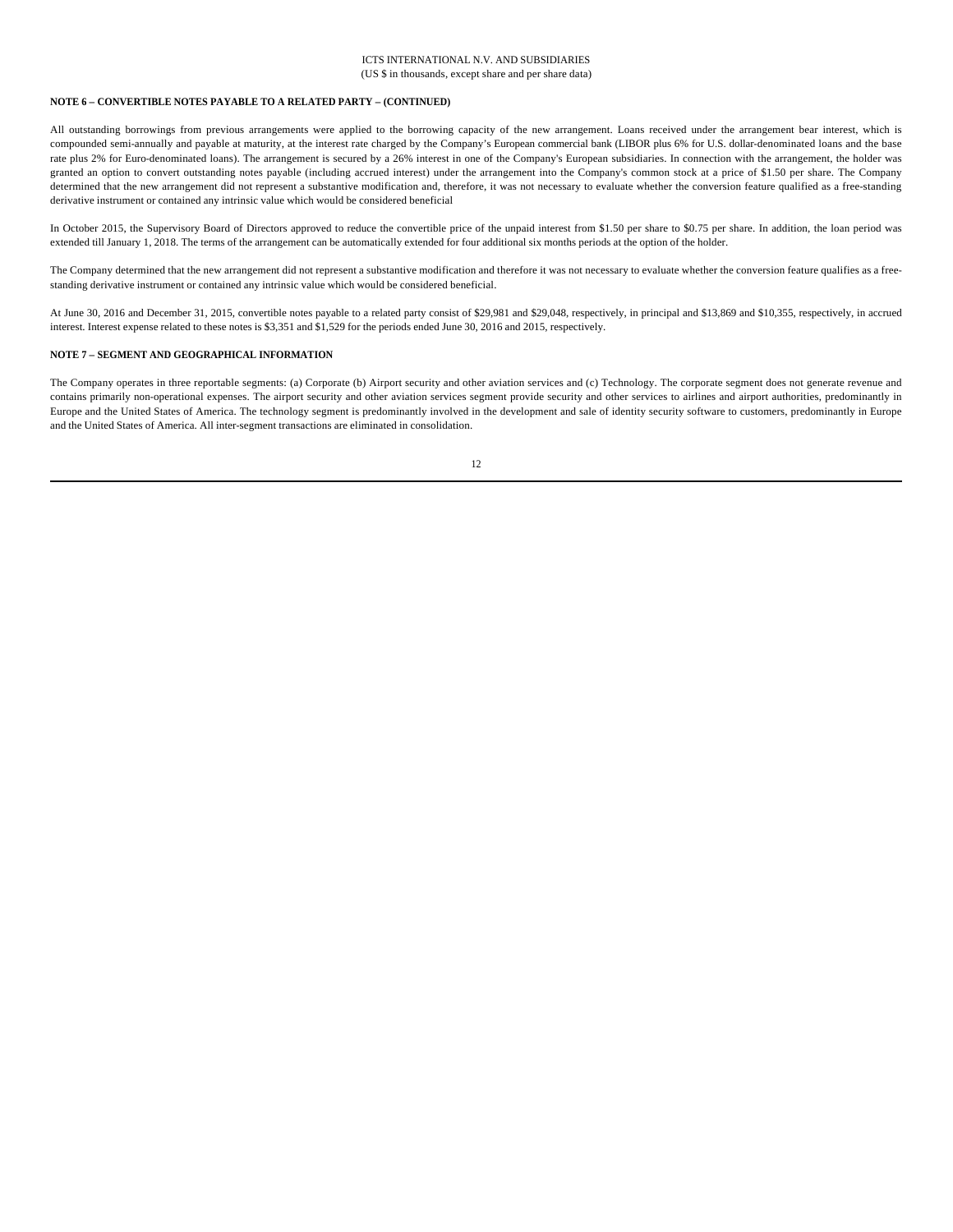**NOTE 6 – CONVERTIBLE NOTES PAYABLE TO A RELATED PARTY – (CONTINUED)**

All outstanding borrowings from previous arrangements were applied to the borrowing capacity of the new arrangement. Loans received under the arrangement bear interest, which is compounded semi-annually and payable at maturity, at the interest rate charged by the Company's European commercial bank (LIBOR plus 6% for U.S. dollar-denominated loans and the base rate plus 2% for Euro-denominated loans). The arrangement is secured by a 26% interest in one of the Company's European subsidiaries. In connection with the arrangement, the holder was granted an option to convert outstanding notes payable (including accrued interest) under the arrangement into the Company's common stock at a price of $1.50 per share. The Company determined that the new arrangement did not represent a substantive modification and, therefore, it was not necessary to evaluate whether the conversion feature qualified as a free-standing derivative instrument or contained any intrinsic value which would be considered beneficial

In October 2015, the Supervisory Board of Directors approved to reduce the convertible price of the unpaid interest from $1.50 per share to $0.75 per share. In addition, the loan period was extended till January 1, 2018. The terms of the arrangement can be automatically extended for four additional six months periods at the option of the holder.

The Company determined that the new arrangement did not represent a substantive modification and therefore it was not necessary to evaluate whether the conversion feature qualifies as a free-standing derivative instrument or contained any intrinsic value which would be considered beneficial.

At June 30, 2016 and December 31, 2015, convertible notes payable to a related party consist of $29,981 and $29,048, respectively, in principal and $13,869 and $10,355, respectively, in accrued interest. Interest expense related to these notes is $3,351 and $1,529 for the periods ended June 30, 2016 and 2015, respectively.

**NOTE 7 – SEGMENT AND GEOGRAPHICAL INFORMATION**

The Company operates in three reportable segments: (a) Corporate (b) Airport security and other aviation services and (c) Technology. The corporate segment does not generate revenue and contains primarily non-operational expenses. The airport security and other aviation services segment provide security and other services to airlines and airport authorities, predominantly in Europe and the United States of America. The technology segment is predominantly involved in the development and sale of identity security software to customers, predominantly in Europe and the United States of America. All inter-segment transactions are eliminated in consolidation.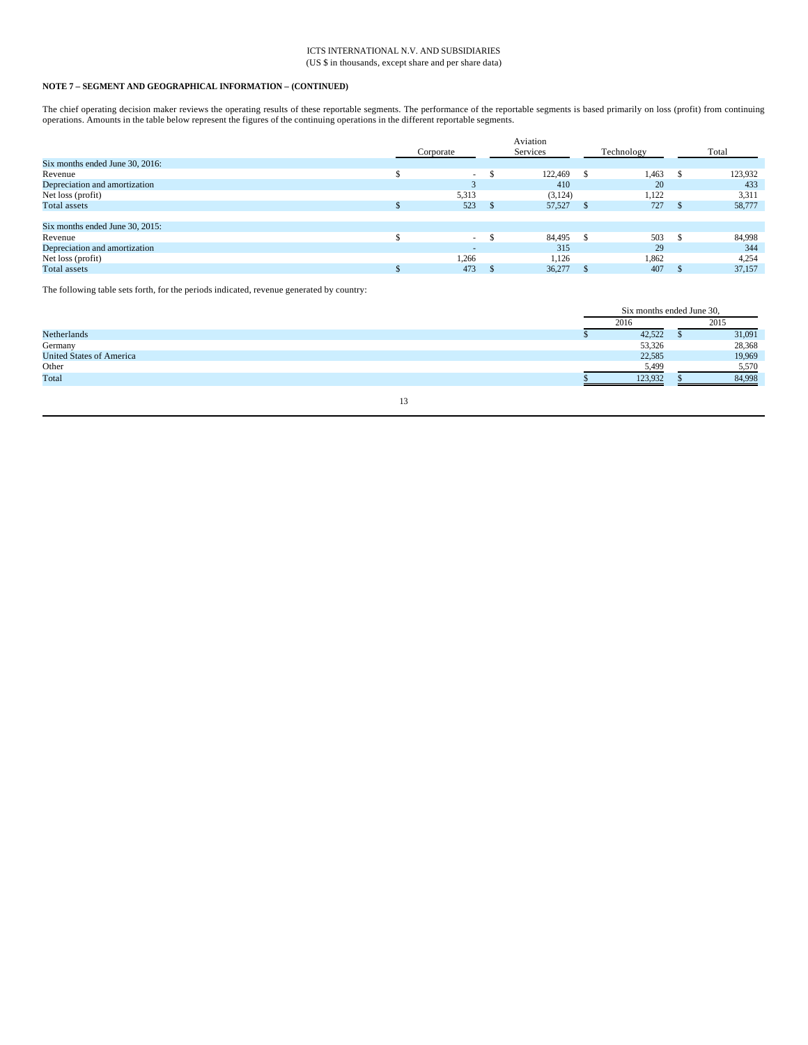## NOTE 7 – SEGMENT AND GEOGRAPHICAL INFORMATION – (CONTINUED)

The chief operating decision maker reviews the operating results of these reportable segments. The performance of the reportable segments is based primarily on loss (profit) from continuing operations. Amounts in the table below represent the figures of the continuing operations in the different reportable segments.

| | Corporate | Aviation Services | Technology | Total |
|---|---|---|---|---|
| Six months ended June 30, 2016: | | | | |
| Revenue | $ - | $ 122,469 | $ 1,463 | $ 123,932 |
| Depreciation and amortization | 3 | 410 | 20 | 433 |
| Net loss (profit) | 5,313 | (3,124) | 1,122 | 3,311 |
| Total assets | $ 523 | $ 57,527 | $ 727 | $ 58,777 |
| | | | | |
| Six months ended June 30, 2015: | | | | |
| Revenue | $ - | $ 84,495 | $ 503 | $ 84,998 |
| Depreciation and amortization | - | 315 | 29 | 344 |
| Net loss (profit) | 1,266 | 1,126 | 1,862 | 4,254 |
| Total assets | $ 473 | $ 36,277 | $ 407 | $ 37,157 |

The following table sets forth, for the periods indicated, revenue generated by country:

| | Six months ended June 30, | |
|---|---|---|
| | 2016 | 2015 |
| Netherlands | $ 42,522 | $ 31,091 |
| Germany | 53,326 | 28,368 |
| United States of America | 22,585 | 19,969 |
| Other | 5,499 | 5,570 |
| Total | $ 123,932 | $ 84,998 |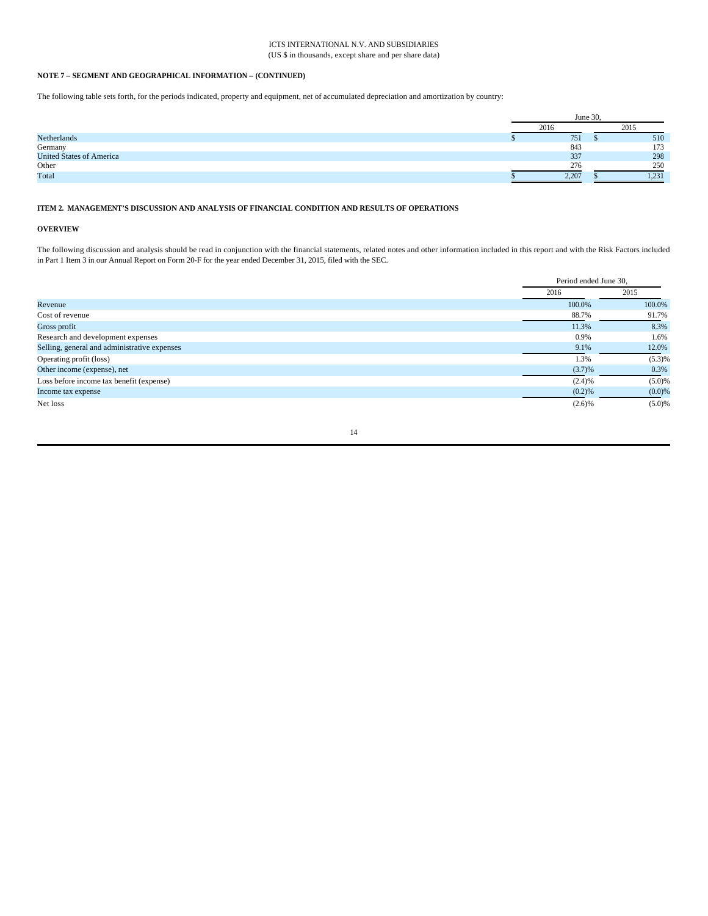ICTS INTERNATIONAL N.V. AND SUBSIDIARIES
(US $ in thousands, except share and per share data)

**NOTE 7 – SEGMENT AND GEOGRAPHICAL INFORMATION – (CONTINUED)**

The following table sets forth, for the periods indicated, property and equipment, net of accumulated depreciation and amortization by country:

| | June 30, | |
|---|---|---|
| | 2016 | 2015 |
| Netherlands | $ 751 | $ 510 |
| Germany | 843 | 173 |
| United States of America | 337 | 298 |
| Other | 276 | 250 |
| Total | $ 2,207 | $ 1,231 |

## ITEM 2. MANAGEMENT'S DISCUSSION AND ANALYSIS OF FINANCIAL CONDITION AND RESULTS OF OPERATIONS

### OVERVIEW

The following discussion and analysis should be read in conjunction with the financial statements, related notes and other information included in this report and with the Risk Factors included in Part 1 Item 3 in our Annual Report on Form 20-F for the year ended December 31, 2015, filed with the SEC.

| | Period ended June 30, | |
|---|---|---|
| | 2016 | 2015 |
| Revenue | 100.0% | 100.0% |
| Cost of revenue | 88.7% | 91.7% |
| Gross profit | 11.3% | 8.3% |
| Research and development expenses | 0.9% | 1.6% |
| Selling, general and administrative expenses | 9.1% | 12.0% |
| Operating profit (loss) | 1.3% | (5.3)% |
| Other income (expense), net | (3.7)% | 0.3% |
| Loss before income tax benefit (expense) | (2.4)% | (5.0)% |
| Income tax expense | (0.2)% | (0.0)% |
| Net loss | (2.6)% | (5.0)% |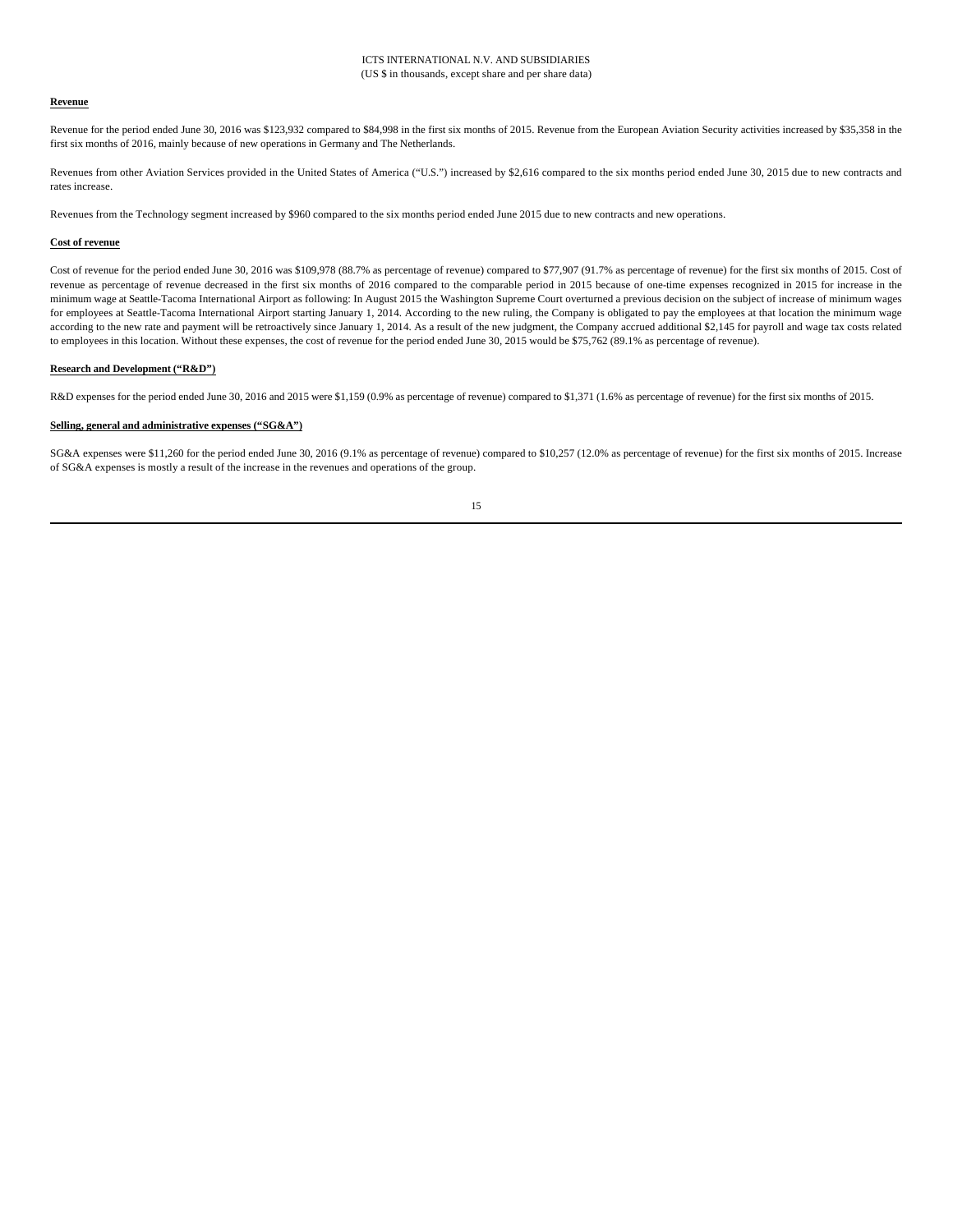**Revenue**

Revenue for the period ended June 30, 2016 was $123,932 compared to $84,998 in the first six months of 2015. Revenue from the European Aviation Security activities increased by $35,358 in the first six months of 2016, mainly because of new operations in Germany and The Netherlands.

Revenues from other Aviation Services provided in the United States of America ("U.S.") increased by $2,616 compared to the six months period ended June 30, 2015 due to new contracts and rates increase.

Revenues from the Technology segment increased by $960 compared to the six months period ended June 2015 due to new contracts and new operations.

**Cost of revenue**

Cost of revenue for the period ended June 30, 2016 was $109,978 (88.7% as percentage of revenue) compared to $77,907 (91.7% as percentage of revenue) for the first six months of 2015. Cost of revenue as percentage of revenue decreased in the first six months of 2016 compared to the comparable period in 2015 because of one-time expenses recognized in 2015 for increase in the minimum wage at Seattle-Tacoma International Airport as following: In August 2015 the Washington Supreme Court overturned a previous decision on the subject of increase of minimum wages for employees at Seattle-Tacoma International Airport starting January 1, 2014. According to the new ruling, the Company is obligated to pay the employees at that location the minimum wage according to the new rate and payment will be retroactively since January 1, 2014. As a result of the new judgment, the Company accrued additional $2,145 for payroll and wage tax costs related to employees in this location. Without these expenses, the cost of revenue for the period ended June 30, 2015 would be $75,762 (89.1% as percentage of revenue).

**Research and Development ("R&D")**

R&D expenses for the period ended June 30, 2016 and 2015 were $1,159 (0.9% as percentage of revenue) compared to $1,371 (1.6% as percentage of revenue) for the first six months of 2015.

**Selling, general and administrative expenses ("SG&A")**

SG&A expenses were $11,260 for the period ended June 30, 2016 (9.1% as percentage of revenue) compared to $10,257 (12.0% as percentage of revenue) for the first six months of 2015. Increase of SG&A expenses is mostly a result of the increase in the revenues and operations of the group.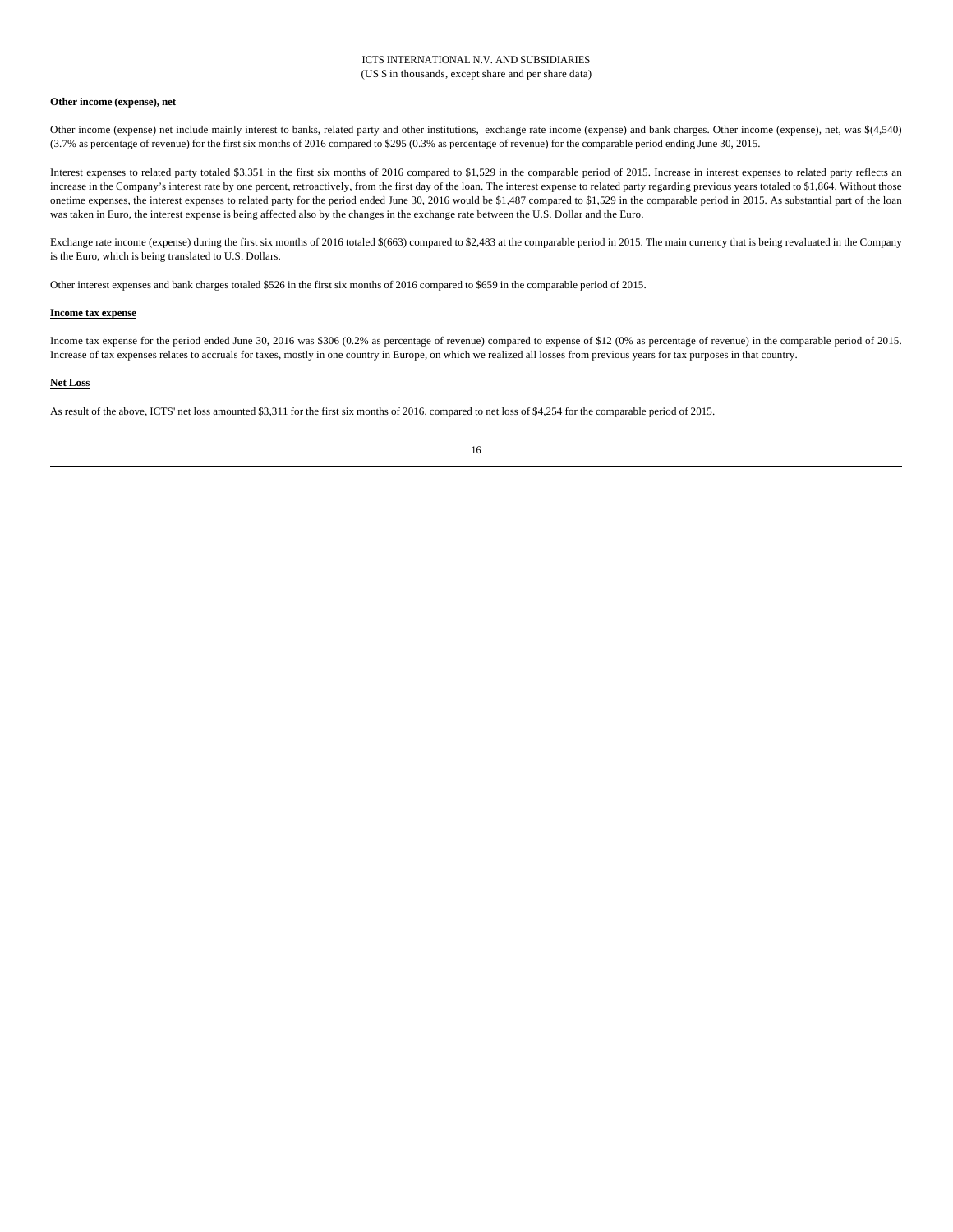**Other income (expense), net**

Other income (expense) net include mainly interest to banks, related party and other institutions, exchange rate income (expense) and bank charges. Other income (expense), net, was $(4,540) (3.7% as percentage of revenue) for the first six months of 2016 compared to $295 (0.3% as percentage of revenue) for the comparable period ending June 30, 2015.

Interest expenses to related party totaled $3,351 in the first six months of 2016 compared to $1,529 in the comparable period of 2015. Increase in interest expenses to related party reflects an increase in the Company's interest rate by one percent, retroactively, from the first day of the loan. The interest expense to related party regarding previous years totaled to $1,864. Without those onetime expenses, the interest expenses to related party for the period ended June 30, 2016 would be $1,487 compared to $1,529 in the comparable period in 2015. As substantial part of the loan was taken in Euro, the interest expense is being affected also by the changes in the exchange rate between the U.S. Dollar and the Euro.

Exchange rate income (expense) during the first six months of 2016 totaled $(663) compared to $2,483 at the comparable period in 2015. The main currency that is being revaluated in the Company is the Euro, which is being translated to U.S. Dollars.

Other interest expenses and bank charges totaled $526 in the first six months of 2016 compared to $659 in the comparable period of 2015.

**Income tax expense**

Income tax expense for the period ended June 30, 2016 was $306 (0.2% as percentage of revenue) compared to expense of $12 (0% as percentage of revenue) in the comparable period of 2015. Increase of tax expenses relates to accruals for taxes, mostly in one country in Europe, on which we realized all losses from previous years for tax purposes in that country.

**Net Loss**

As result of the above, ICTS' net loss amounted $3,311 for the first six months of 2016, compared to net loss of $4,254 for the comparable period of 2015.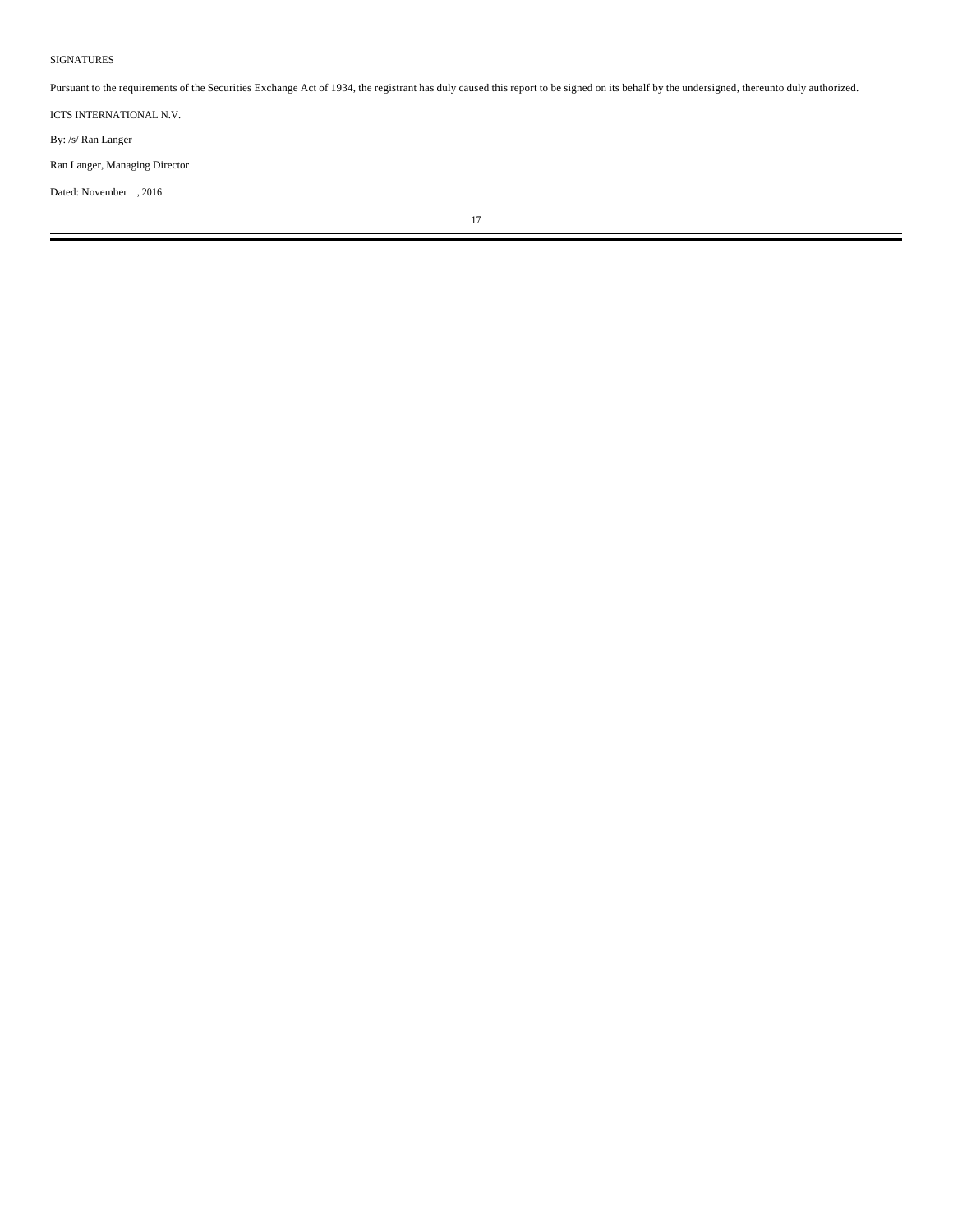SIGNATURES

Pursuant to the requirements of the Securities Exchange Act of 1934, the registrant has duly caused this report to be signed on its behalf by the undersigned, thereunto duly authorized.

ICTS INTERNATIONAL N.V.

By: /s/ Ran Langer

Ran Langer, Managing Director

Dated: November , 2016